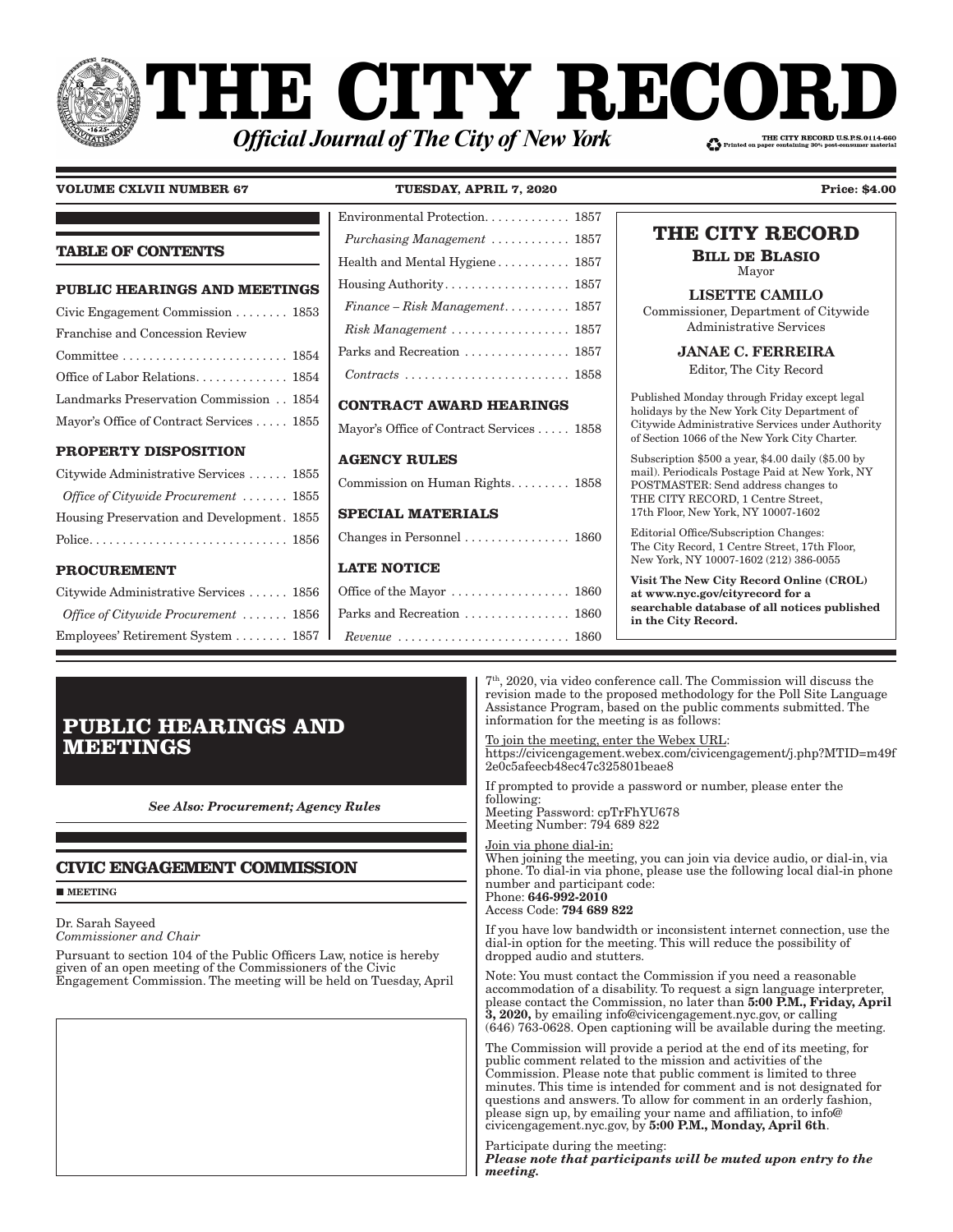# THE CITY RECORD

***Official Journal of The City of New York***

THE CITY RECORD U.S.P.S.0114-660
Printed on paper containing 30% post-consumer material

**VOLUME CXLVII NUMBER 67** **TUESDAY, APRIL 7, 2020** **Price: $4.00**

## TABLE OF CONTENTS

**PUBLIC HEARINGS AND MEETINGS**

Civic Engagement Commission . . . . . . . . 1853
Franchise and Concession Review Committee . . . . . . . . . . . . . . . . . . . . . . . . . 1854
Office of Labor Relations. . . . . . . . . . . . . . 1854
Landmarks Preservation Commission . . 1854
Mayor's Office of Contract Services . . . . . 1855

**PROPERTY DISPOSITION**

Citywide Administrative Services . . . . . . 1855
*Office of Citywide Procurement* . . . . . . . 1855
Housing Preservation and Development . 1855
Police. . . . . . . . . . . . . . . . . . . . . . . . . . . . . 1856

**PROCUREMENT**

Citywide Administrative Services . . . . . . 1856
*Office of Citywide Procurement* . . . . . . . 1856
Employees' Retirement System . . . . . . . . 1857
Environmental Protection. . . . . . . . . . . . . 1857
*Purchasing Management* . . . . . . . . . . . . 1857
Health and Mental Hygiene . . . . . . . . . . . 1857
Housing Authority. . . . . . . . . . . . . . . . . . . 1857
*Finance – Risk Management*. . . . . . . . . . 1857
*Risk Management* . . . . . . . . . . . . . . . . . . 1857
Parks and Recreation . . . . . . . . . . . . . . . . 1857
*Contracts* . . . . . . . . . . . . . . . . . . . . . . . . . 1858

**CONTRACT AWARD HEARINGS**

Mayor's Office of Contract Services . . . . . 1858

**AGENCY RULES**

Commission on Human Rights. . . . . . . . . 1858

**SPECIAL MATERIALS**

Changes in Personnel . . . . . . . . . . . . . . . . 1860

**LATE NOTICE**

Office of the Mayor . . . . . . . . . . . . . . . . . . 1860
Parks and Recreation . . . . . . . . . . . . . . . . 1860
*Revenue* . . . . . . . . . . . . . . . . . . . . . . . . . . 1860

## THE CITY RECORD

**BILL DE BLASIO**
Mayor

**LISETTE CAMILO**
Commissioner, Department of Citywide Administrative Services

**JANAE C. FERREIRA**
Editor, The City Record

Published Monday through Friday except legal holidays by the New York City Department of Citywide Administrative Services under Authority of Section 1066 of the New York City Charter.

Subscription $500 a year, $4.00 daily ($5.00 by mail). Periodicals Postage Paid at New York, NY POSTMASTER: Send address changes to THE CITY RECORD, 1 Centre Street, 17th Floor, New York, NY 10007-1602

Editorial Office/Subscription Changes: The City Record, 1 Centre Street, 17th Floor, New York, NY 10007-1602 (212) 386-0055

**Visit The New City Record Online (CROL) at www.nyc.gov/cityrecord for a searchable database of all notices published in the City Record.**

# PUBLIC HEARINGS AND MEETINGS

***See Also: Procurement; Agency Rules***

## CIVIC ENGAGEMENT COMMISSION

■ **MEETING**

Dr. Sarah Sayeed
*Commissioner and Chair*

Pursuant to section 104 of the Public Officers Law, notice is hereby given of an open meeting of the Commissioners of the Civic Engagement Commission. The meeting will be held on Tuesday, April 7th, 2020, via video conference call. The Commission will discuss the revision made to the proposed methodology for the Poll Site Language Assistance Program, based on the public comments submitted. The information for the meeting is as follows:

To join the meeting, enter the Webex URL:
https://civicengagement.webex.com/civicengagement/j.php?MTID=m49f2e0c5afeecb48ec47c325801beae8

If prompted to provide a password or number, please enter the following:
Meeting Password: cpTrFhYU678
Meeting Number: 794 689 822

Join via phone dial-in:
When joining the meeting, you can join via device audio, or dial-in, via phone. To dial-in via phone, please use the following local dial-in phone number and participant code:
Phone: **646-992-2010**
Access Code: **794 689 822**

If you have low bandwidth or inconsistent internet connection, use the dial-in option for the meeting. This will reduce the possibility of dropped audio and stutters.

Note: You must contact the Commission if you need a reasonable accommodation of a disability. To request a sign language interpreter, please contact the Commission, no later than **5:00 P.M., Friday, April 3, 2020,** by emailing info@civicengagement.nyc.gov, or calling (646) 763-0628. Open captioning will be available during the meeting.

The Commission will provide a period at the end of its meeting, for public comment related to the mission and activities of the Commission. Please note that public comment is limited to three minutes. This time is intended for comment and is not designated for questions and answers. To allow for comment in an orderly fashion, please sign up, by emailing your name and affiliation, to info@civicengagement.nyc.gov, by **5:00 P.M., Monday, April 6th**.

Participate during the meeting:
***Please note that participants will be muted upon entry to the meeting.***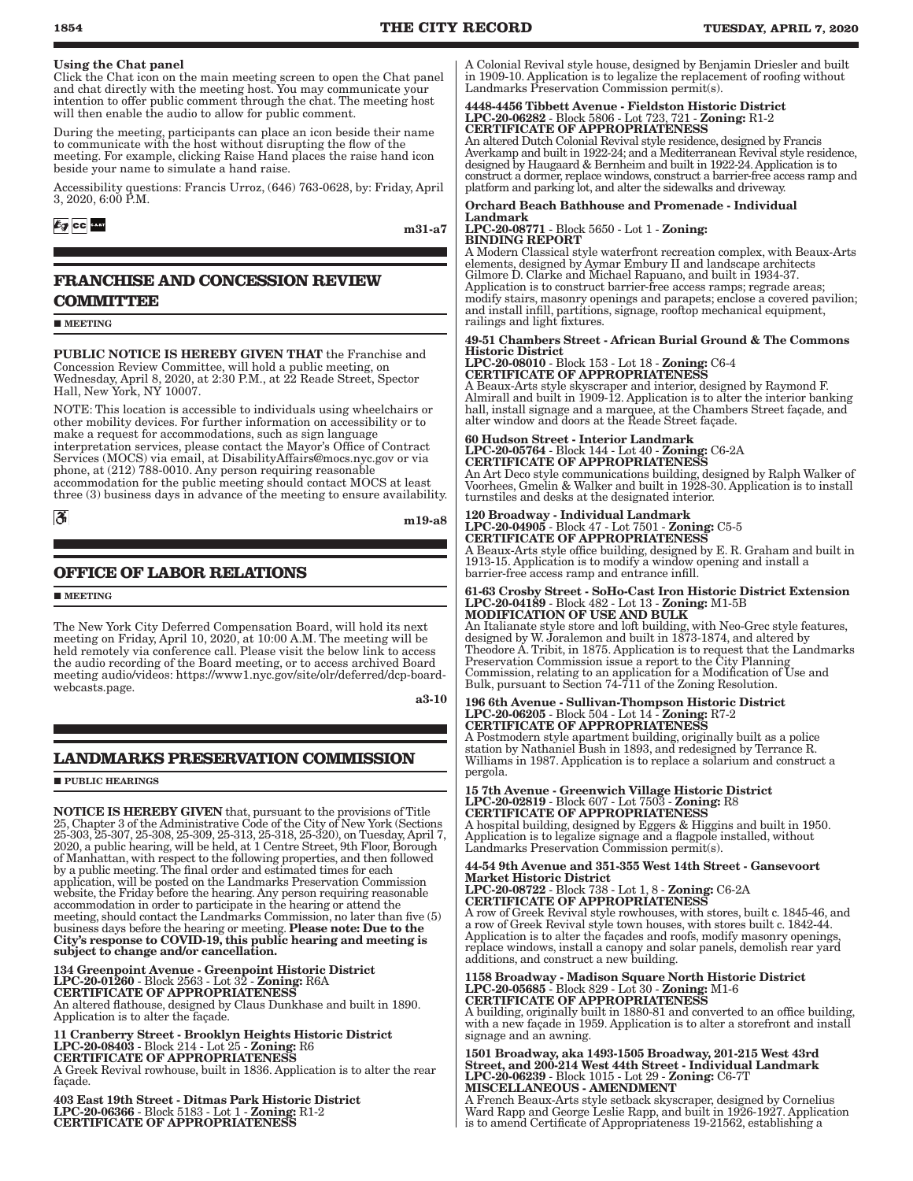**Using the Chat panel**

Click the Chat icon on the main meeting screen to open the Chat panel and chat directly with the meeting host. You may communicate your intention to offer public comment through the chat. The meeting host will then enable the audio to allow for public comment.

During the meeting, participants can place an icon beside their name to communicate with the host without disrupting the flow of the meeting. For example, clicking Raise Hand places the raise hand icon beside your name to simulate a hand raise.

Accessibility questions: Francis Urroz, (646) 763-0628, by: Friday, April 3, 2020, 6:00 P.M.

m31-a7

## FRANCHISE AND CONCESSION REVIEW COMMITTEE

■ MEETING

**PUBLIC NOTICE IS HEREBY GIVEN THAT** the Franchise and Concession Review Committee, will hold a public meeting, on Wednesday, April 8, 2020, at 2:30 P.M., at 22 Reade Street, Spector Hall, New York, NY 10007.

NOTE: This location is accessible to individuals using wheelchairs or other mobility devices. For further information on accessibility or to make a request for accommodations, such as sign language interpretation services, please contact the Mayor's Office of Contract Services (MOCS) via email, at DisabilityAffairs@mocs.nyc.gov or via phone, at (212) 788-0010. Any person requiring reasonable accommodation for the public meeting should contact MOCS at least three (3) business days in advance of the meeting to ensure availability.

m19-a8

## OFFICE OF LABOR RELATIONS

■ MEETING

The New York City Deferred Compensation Board, will hold its next meeting on Friday, April 10, 2020, at 10:00 A.M. The meeting will be held remotely via conference call. Please visit the below link to access the audio recording of the Board meeting, or to access archived Board meeting audio/videos: https://www1.nyc.gov/site/olr/deferred/dcp-board-webcasts.page.

a3-10

## LANDMARKS PRESERVATION COMMISSION

■ PUBLIC HEARINGS

**NOTICE IS HEREBY GIVEN** that, pursuant to the provisions of Title 25, Chapter 3 of the Administrative Code of the City of New York (Sections 25-303, 25-307, 25-308, 25-309, 25-313, 25-318, 25-320), on Tuesday, April 7, 2020, a public hearing, will be held, at 1 Centre Street, 9th Floor, Borough of Manhattan, with respect to the following properties, and then followed by a public meeting. The final order and estimated times for each application, will be posted on the Landmarks Preservation Commission website, the Friday before the hearing. Any person requiring reasonable accommodation in order to participate in the hearing or attend the meeting, should contact the Landmarks Commission, no later than five (5) business days before the hearing or meeting. **Please note: Due to the City's response to COVID-19, this public hearing and meeting is subject to change and/or cancellation.**

**134 Greenpoint Avenue - Greenpoint Historic District**
**LPC-20-01260** - Block 2563 - Lot 32 - **Zoning:** R6A
**CERTIFICATE OF APPROPRIATENESS**
An altered flathouse, designed by Claus Dunkhase and built in 1890. Application is to alter the façade.

**11 Cranberry Street - Brooklyn Heights Historic District**
**LPC-20-08403** - Block 214 - Lot 25 - **Zoning:** R6
**CERTIFICATE OF APPROPRIATENESS**
A Greek Revival rowhouse, built in 1836. Application is to alter the rear façade.

**403 East 19th Street - Ditmas Park Historic District**
**LPC-20-06366** - Block 5183 - Lot 1 - **Zoning:** R1-2
**CERTIFICATE OF APPROPRIATENESS**
A Colonial Revival style house, designed by Benjamin Driesler and built in 1909-10. Application is to legalize the replacement of roofing without Landmarks Preservation Commission permit(s).

**4448-4456 Tibbett Avenue - Fieldston Historic District**
**LPC-20-06282** - Block 5806 - Lot 723, 721 - **Zoning:** R1-2
**CERTIFICATE OF APPROPRIATENESS**
An altered Dutch Colonial Revival style residence, designed by Francis Averkamp and built in 1922-24; and a Mediterranean Revival style residence, designed by Haugaard & Bernheim and built in 1922-24. Application is to construct a dormer, replace windows, construct a barrier-free access ramp and platform and parking lot, and alter the sidewalks and driveway.

**Orchard Beach Bathhouse and Promenade - Individual Landmark**
**LPC-20-08771** - Block 5650 - Lot 1 - **Zoning:**
**BINDING REPORT**
A Modern Classical style waterfront recreation complex, with Beaux-Arts elements, designed by Aymar Embury II and landscape architects Gilmore D. Clarke and Michael Rapuano, and built in 1934-37. Application is to construct barrier-free access ramps; regrade areas; modify stairs, masonry openings and parapets; enclose a covered pavilion; and install infill, partitions, signage, rooftop mechanical equipment, railings and light fixtures.

**49-51 Chambers Street - African Burial Ground & The Commons Historic District**
**LPC-20-08010** - Block 153 - Lot 18 - **Zoning:** C6-4
**CERTIFICATE OF APPROPRIATENESS**
A Beaux-Arts style skyscraper and interior, designed by Raymond F. Almirall and built in 1909-12. Application is to alter the interior banking hall, install signage and a marquee, at the Chambers Street façade, and alter window and doors at the Reade Street façade.

**60 Hudson Street - Interior Landmark**
**LPC-20-05764** - Block 144 - Lot 40 - **Zoning:** C6-2A
**CERTIFICATE OF APPROPRIATENESS**
An Art Deco style communications building, designed by Ralph Walker of Voorhees, Gmelin & Walker and built in 1928-30. Application is to install turnstiles and desks at the designated interior.

**120 Broadway - Individual Landmark**
**LPC-20-04905** - Block 47 - Lot 7501 - **Zoning:** C5-5
**CERTIFICATE OF APPROPRIATENESS**
A Beaux-Arts style office building, designed by E. R. Graham and built in 1913-15. Application is to modify a window opening and install a barrier-free access ramp and entrance infill.

**61-63 Crosby Street - SoHo-Cast Iron Historic District Extension**
**LPC-20-04189** - Block 482 - Lot 13 - **Zoning:** M1-5B
**MODIFICATION OF USE AND BULK**
An Italianate style store and loft building, with Neo-Grec style features, designed by W. Joralemon and built in 1873-1874, and altered by Theodore A. Tribit, in 1875. Application is to request that the Landmarks Preservation Commission issue a report to the City Planning Commission, relating to an application for a Modification of Use and Bulk, pursuant to Section 74-711 of the Zoning Resolution.

**196 6th Avenue - Sullivan-Thompson Historic District**
**LPC-20-06205** - Block 504 - Lot 14 - **Zoning:** R7-2
**CERTIFICATE OF APPROPRIATENESS**
A Postmodern style apartment building, originally built as a police station by Nathaniel Bush in 1893, and redesigned by Terrance R. Williams in 1987. Application is to replace a solarium and construct a pergola.

**15 7th Avenue - Greenwich Village Historic District**
**LPC-20-02819** - Block 607 - Lot 7503 - **Zoning:** R8
**CERTIFICATE OF APPROPRIATENESS**
A hospital building, designed by Eggers & Higgins and built in 1950. Application is to legalize signage and a flagpole installed, without Landmarks Preservation Commission permit(s).

**44-54 9th Avenue and 351-355 West 14th Street - Gansevoort Market Historic District**
**LPC-20-08722** - Block 738 - Lot 1, 8 - **Zoning:** C6-2A
**CERTIFICATE OF APPROPRIATENESS**
A row of Greek Revival style rowhouses, with stores, built c. 1845-46, and a row of Greek Revival style town houses, with stores built c. 1842-44. Application is to alter the façades and roofs, modify masonry openings, replace windows, install a canopy and solar panels, demolish rear yard additions, and construct a new building.

**1158 Broadway - Madison Square North Historic District**
**LPC-20-05685** - Block 829 - Lot 30 - **Zoning:** M1-6
**CERTIFICATE OF APPROPRIATENESS**
A building, originally built in 1880-81 and converted to an office building, with a new façade in 1959. Application is to alter a storefront and install signage and an awning.

**1501 Broadway, aka 1493-1505 Broadway, 201-215 West 43rd Street, and 200-214 West 44th Street - Individual Landmark**
**LPC-20-06239** - Block 1015 - Lot 29 - **Zoning:** C6-7T
**MISCELLANEOUS - AMENDMENT**
A French Beaux-Arts style setback skyscraper, designed by Cornelius Ward Rapp and George Leslie Rapp, and built in 1926-1927. Application is to amend Certificate of Appropriateness 19-21562, establishing a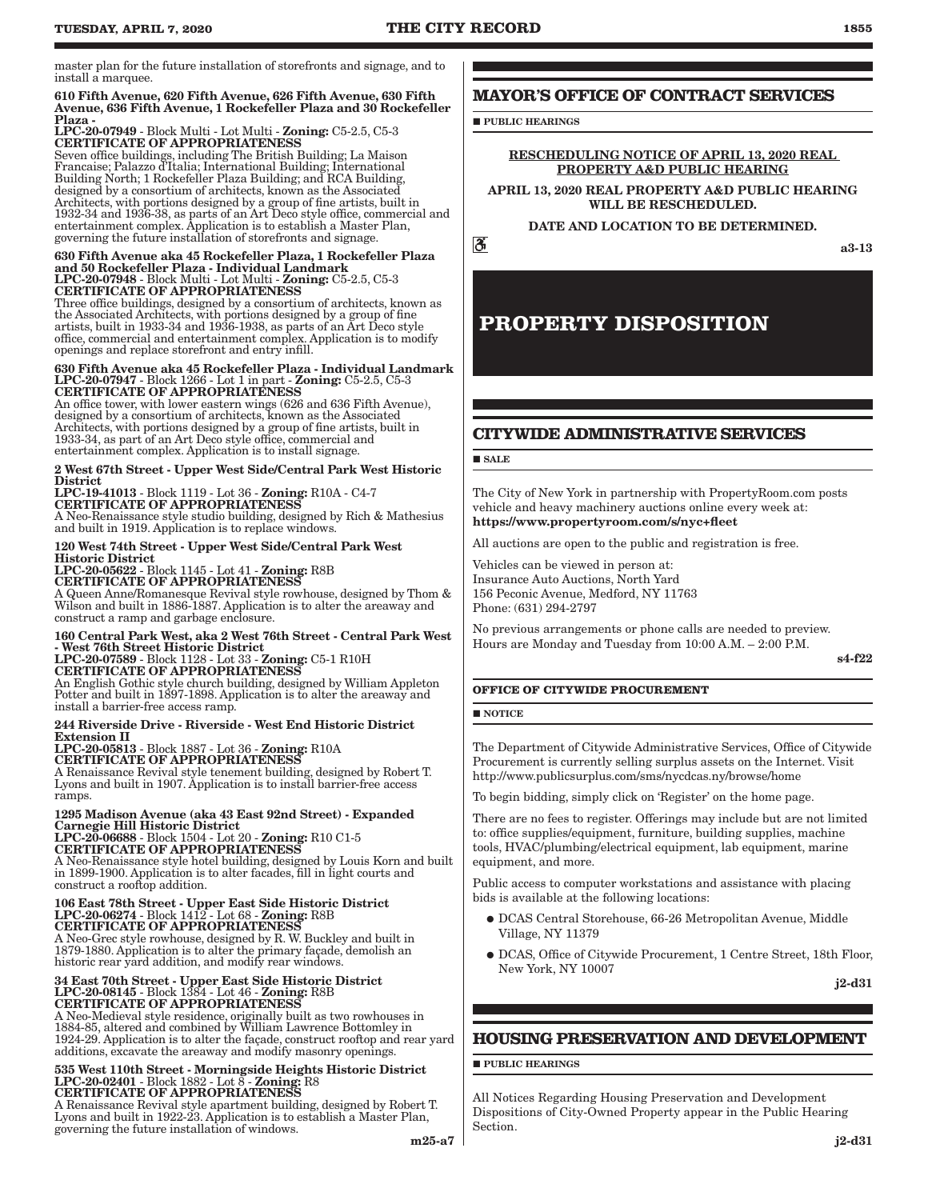master plan for the future installation of storefronts and signage, and to install a marquee.

**610 Fifth Avenue, 620 Fifth Avenue, 626 Fifth Avenue, 630 Fifth Avenue, 636 Fifth Avenue, 1 Rockefeller Plaza and 30 Rockefeller Plaza -**
**LPC-20-07949** - Block Multi - Lot Multi - **Zoning:** C5-2.5, C5-3
**CERTIFICATE OF APPROPRIATENESS**
Seven office buildings, including The British Building; La Maison Francaise; Palazzo d'Italia; International Building; International Building North; 1 Rockefeller Plaza Building; and RCA Building, designed by a consortium of architects, known as the Associated Architects, with portions designed by a group of fine artists, built in 1932-34 and 1936-38, as parts of an Art Deco style office, commercial and entertainment complex. Application is to establish a Master Plan, governing the future installation of storefronts and signage.

**630 Fifth Avenue aka 45 Rockefeller Plaza, 1 Rockefeller Plaza and 50 Rockefeller Plaza - Individual Landmark**
**LPC-20-07948** - Block Multi - Lot Multi - **Zoning:** C5-2.5, C5-3
**CERTIFICATE OF APPROPRIATENESS**
Three office buildings, designed by a consortium of architects, known as the Associated Architects, with portions designed by a group of fine artists, built in 1933-34 and 1936-1938, as parts of an Art Deco style office, commercial and entertainment complex. Application is to modify openings and replace storefront and entry infill.

**630 Fifth Avenue aka 45 Rockefeller Plaza - Individual Landmark**
**LPC-20-07947** - Block 1266 - Lot 1 in part - **Zoning:** C5-2.5, C5-3
**CERTIFICATE OF APPROPRIATENESS**
An office tower, with lower eastern wings (626 and 636 Fifth Avenue), designed by a consortium of architects, known as the Associated Architects, with portions designed by a group of fine artists, built in 1933-34, as part of an Art Deco style office, commercial and entertainment complex. Application is to install signage.

**2 West 67th Street - Upper West Side/Central Park West Historic District**
**LPC-19-41013** - Block 1119 - Lot 36 - **Zoning:** R10A - C4-7
**CERTIFICATE OF APPROPRIATENESS**
A Neo-Renaissance style studio building, designed by Rich & Mathesius and built in 1919. Application is to replace windows.

**120 West 74th Street - Upper West Side/Central Park West Historic District**
**LPC-20-05622** - Block 1145 - Lot 41 - **Zoning:** R8B
**CERTIFICATE OF APPROPRIATENESS**
A Queen Anne/Romanesque Revival style rowhouse, designed by Thom & Wilson and built in 1886-1887. Application is to alter the areaway and construct a ramp and garbage enclosure.

**160 Central Park West, aka 2 West 76th Street - Central Park West - West 76th Street Historic District**
**LPC-20-07589** - Block 1128 - Lot 33 - **Zoning:** C5-1 R10H
**CERTIFICATE OF APPROPRIATENESS**
An English Gothic style church building, designed by William Appleton Potter and built in 1897-1898. Application is to alter the areaway and install a barrier-free access ramp.

**244 Riverside Drive - Riverside - West End Historic District Extension II**
**LPC-20-05813** - Block 1887 - Lot 36 - **Zoning:** R10A
**CERTIFICATE OF APPROPRIATENESS**
A Renaissance Revival style tenement building, designed by Robert T. Lyons and built in 1907. Application is to install barrier-free access ramps.

**1295 Madison Avenue (aka 43 East 92nd Street) - Expanded Carnegie Hill Historic District**
**LPC-20-06688** - Block 1504 - Lot 20 - **Zoning:** R10 C1-5
**CERTIFICATE OF APPROPRIATENESS**
A Neo-Renaissance style hotel building, designed by Louis Korn and built in 1899-1900. Application is to alter facades, fill in light courts and construct a rooftop addition.

**106 East 78th Street - Upper East Side Historic District**
**LPC-20-06274** - Block 1412 - Lot 68 - **Zoning:** R8B
**CERTIFICATE OF APPROPRIATENESS**
A Neo-Grec style rowhouse, designed by R. W. Buckley and built in 1879-1880. Application is to alter the primary façade, demolish an historic rear yard addition, and modify rear windows.

**34 East 70th Street - Upper East Side Historic District**
**LPC-20-08145** - Block 1384 - Lot 46 - **Zoning:** R8B
**CERTIFICATE OF APPROPRIATENESS**
A Neo-Medieval style residence, originally built as two rowhouses in 1884-85, altered and combined by William Lawrence Bottomley in 1924-29. Application is to alter the façade, construct rooftop and rear yard additions, excavate the areaway and modify masonry openings.

**535 West 110th Street - Morningside Heights Historic District**
**LPC-20-02401** - Block 1882 - Lot 8 - **Zoning:** R8
**CERTIFICATE OF APPROPRIATENESS**
A Renaissance Revival style apartment building, designed by Robert T. Lyons and built in 1922-23. Application is to establish a Master Plan, governing the future installation of windows.

m25-a7

## MAYOR'S OFFICE OF CONTRACT SERVICES

■ **PUBLIC HEARINGS**

**RESCHEDULING NOTICE OF APRIL 13, 2020 REAL PROPERTY A&D PUBLIC HEARING**

**APRIL 13, 2020 REAL PROPERTY A&D PUBLIC HEARING WILL BE RESCHEDULED.**

**DATE AND LOCATION TO BE DETERMINED.**

a3-13

# PROPERTY DISPOSITION

## CITYWIDE ADMINISTRATIVE SERVICES

■ **SALE**

The City of New York in partnership with PropertyRoom.com posts vehicle and heavy machinery auctions online every week at: **https://www.propertyroom.com/s/nyc+fleet**

All auctions are open to the public and registration is free.

Vehicles can be viewed in person at:
Insurance Auto Auctions, North Yard
156 Peconic Avenue, Medford, NY 11763
Phone: (631) 294-2797

No previous arrangements or phone calls are needed to preview. Hours are Monday and Tuesday from 10:00 A.M. – 2:00 P.M.

s4-f22

### OFFICE OF CITYWIDE PROCUREMENT

■ **NOTICE**

The Department of Citywide Administrative Services, Office of Citywide Procurement is currently selling surplus assets on the Internet. Visit http://www.publicsurplus.com/sms/nycdcas.ny/browse/home

To begin bidding, simply click on 'Register' on the home page.

There are no fees to register. Offerings may include but are not limited to: office supplies/equipment, furniture, building supplies, machine tools, HVAC/plumbing/electrical equipment, lab equipment, marine equipment, and more.

Public access to computer workstations and assistance with placing bids is available at the following locations:

- DCAS Central Storehouse, 66-26 Metropolitan Avenue, Middle Village, NY 11379
- DCAS, Office of Citywide Procurement, 1 Centre Street, 18th Floor, New York, NY 10007

j2-d31

## HOUSING PRESERVATION AND DEVELOPMENT

■ **PUBLIC HEARINGS**

All Notices Regarding Housing Preservation and Development Dispositions of City-Owned Property appear in the Public Hearing Section.

j2-d31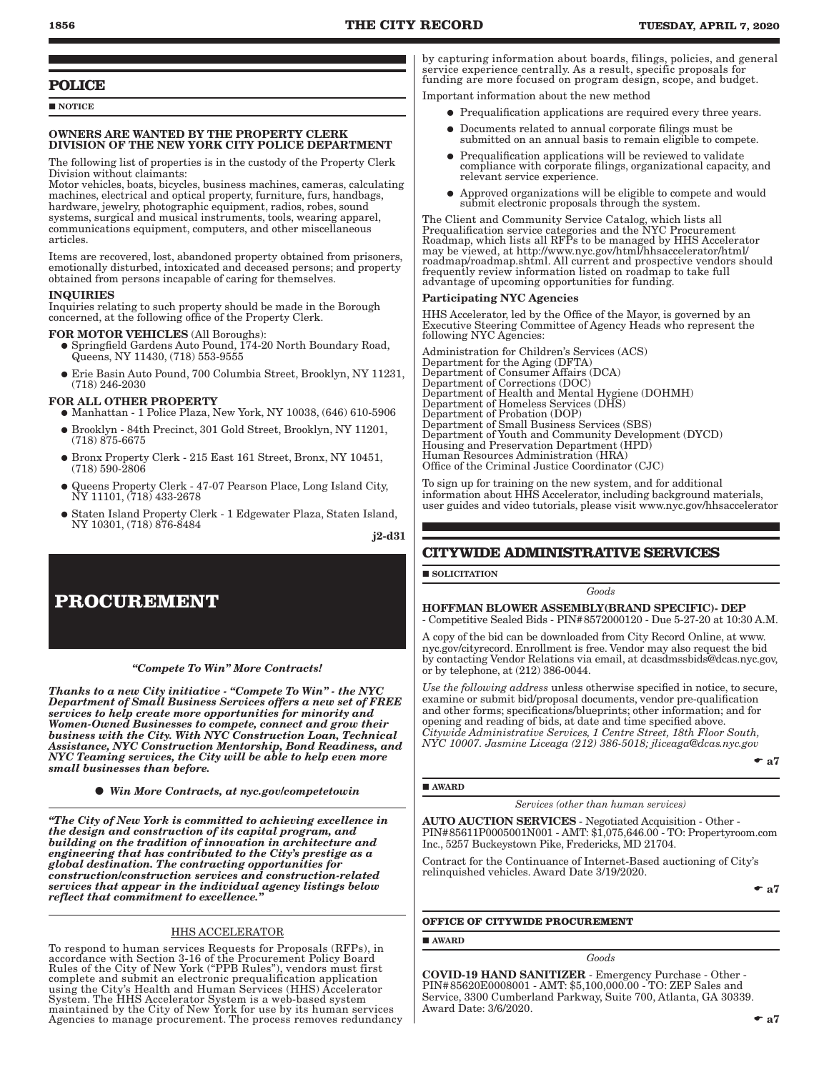## POLICE

■ NOTICE

**OWNERS ARE WANTED BY THE PROPERTY CLERK DIVISION OF THE NEW YORK CITY POLICE DEPARTMENT**

The following list of properties is in the custody of the Property Clerk Division without claimants:

Motor vehicles, boats, bicycles, business machines, cameras, calculating machines, electrical and optical property, furniture, furs, handbags, hardware, jewelry, photographic equipment, radios, robes, sound systems, surgical and musical instruments, tools, wearing apparel, communications equipment, computers, and other miscellaneous articles.

Items are recovered, lost, abandoned property obtained from prisoners, emotionally disturbed, intoxicated and deceased persons; and property obtained from persons incapable of caring for themselves.

**INQUIRIES**

Inquiries relating to such property should be made in the Borough concerned, at the following office of the Property Clerk.

**FOR MOTOR VEHICLES** (All Boroughs):

- Springfield Gardens Auto Pound, 174-20 North Boundary Road, Queens, NY 11430, (718) 553-9555
- Erie Basin Auto Pound, 700 Columbia Street, Brooklyn, NY 11231, (718) 246-2030

**FOR ALL OTHER PROPERTY**

- Manhattan - 1 Police Plaza, New York, NY 10038, (646) 610-5906
- Brooklyn - 84th Precinct, 301 Gold Street, Brooklyn, NY 11201, (718) 875-6675
- Bronx Property Clerk - 215 East 161 Street, Bronx, NY 10451, (718) 590-2806
- Queens Property Clerk - 47-07 Pearson Place, Long Island City, NY 11101, (718) 433-2678
- Staten Island Property Clerk - 1 Edgewater Plaza, Staten Island, NY 10301, (718) 876-8484

j2-d31

# PROCUREMENT

***"Compete To Win" More Contracts!***

***Thanks to a new City initiative - "Compete To Win" - the NYC Department of Small Business Services offers a new set of FREE services to help create more opportunities for minority and Women-Owned Businesses to compete, connect and grow their business with the City. With NYC Construction Loan, Technical Assistance, NYC Construction Mentorship, Bond Readiness, and NYC Teaming services, the City will be able to help even more small businesses than before.***

- ***Win More Contracts, at nyc.gov/competetowin***

***"The City of New York is committed to achieving excellence in the design and construction of its capital program, and building on the tradition of innovation in architecture and engineering that has contributed to the City's prestige as a global destination. The contracting opportunities for construction/construction services and construction-related services that appear in the individual agency listings below reflect that commitment to excellence."***

### HHS ACCELERATOR

To respond to human services Requests for Proposals (RFPs), in accordance with Section 3-16 of the Procurement Policy Board Rules of the City of New York ("PPB Rules"), vendors must first complete and submit an electronic prequalification application using the City's Health and Human Services (HHS) Accelerator System. The HHS Accelerator System is a web-based system maintained by the City of New York for use by its human services Agencies to manage procurement. The process removes redundancy by capturing information about boards, filings, policies, and general service experience centrally. As a result, specific proposals for funding are more focused on program design, scope, and budget.

Important information about the new method

- Prequalification applications are required every three years.
- Documents related to annual corporate filings must be submitted on an annual basis to remain eligible to compete.
- Prequalification applications will be reviewed to validate compliance with corporate filings, organizational capacity, and relevant service experience.
- Approved organizations will be eligible to compete and would submit electronic proposals through the system.

The Client and Community Service Catalog, which lists all Prequalification service categories and the NYC Procurement Roadmap, which lists all RFPs to be managed by HHS Accelerator may be viewed, at http://www.nyc.gov/html/hhsaccelerator/html/roadmap/roadmap.shtml. All current and prospective vendors should frequently review information listed on roadmap to take full advantage of upcoming opportunities for funding.

**Participating NYC Agencies**

HHS Accelerator, led by the Office of the Mayor, is governed by an Executive Steering Committee of Agency Heads who represent the following NYC Agencies:

Administration for Children's Services (ACS)
Department for the Aging (DFTA)
Department of Consumer Affairs (DCA)
Department of Corrections (DOC)
Department of Health and Mental Hygiene (DOHMH)
Department of Homeless Services (DHS)
Department of Probation (DOP)
Department of Small Business Services (SBS)
Department of Youth and Community Development (DYCD)
Housing and Preservation Department (HPD)
Human Resources Administration (HRA)
Office of the Criminal Justice Coordinator (CJC)

To sign up for training on the new system, and for additional information about HHS Accelerator, including background materials, user guides and video tutorials, please visit www.nyc.gov/hhsaccelerator

## CITYWIDE ADMINISTRATIVE SERVICES

■ SOLICITATION

*Goods*

**HOFFMAN BLOWER ASSEMBLY(BRAND SPECIFIC)- DEP** - Competitive Sealed Bids - PIN#8572000120 - Due 5-27-20 at 10:30 A.M.

A copy of the bid can be downloaded from City Record Online, at www.nyc.gov/cityrecord. Enrollment is free. Vendor may also request the bid by contacting Vendor Relations via email, at dcasdmssbids@dcas.nyc.gov, or by telephone, at (212) 386-0044.

*Use the following address* unless otherwise specified in notice, to secure, examine or submit bid/proposal documents, vendor pre-qualification and other forms; specifications/blueprints; other information; and for opening and reading of bids, at date and time specified above.
*Citywide Administrative Services, 1 Centre Street, 18th Floor South, NYC 10007. Jasmine Liceaga (212) 386-5018; jliceaga@dcas.nyc.gov*

☛ a7

■ AWARD

*Services (other than human services)*

**AUTO AUCTION SERVICES** - Negotiated Acquisition - Other - PIN#85611P0005001N001 - AMT: $1,075,646.00 - TO: Propertyroom.com Inc., 5257 Buckeystown Pike, Fredericks, MD 21704.

Contract for the Continuance of Internet-Based auctioning of City's relinquished vehicles. Award Date 3/19/2020.

☛ a7

**OFFICE OF CITYWIDE PROCUREMENT**

■ AWARD

*Goods*

**COVID-19 HAND SANITIZER** - Emergency Purchase - Other - PIN#85620E0008001 - AMT: $5,100,000.00 - TO: ZEP Sales and Service, 3300 Cumberland Parkway, Suite 700, Atlanta, GA 30339. Award Date: 3/6/2020.

☛ a7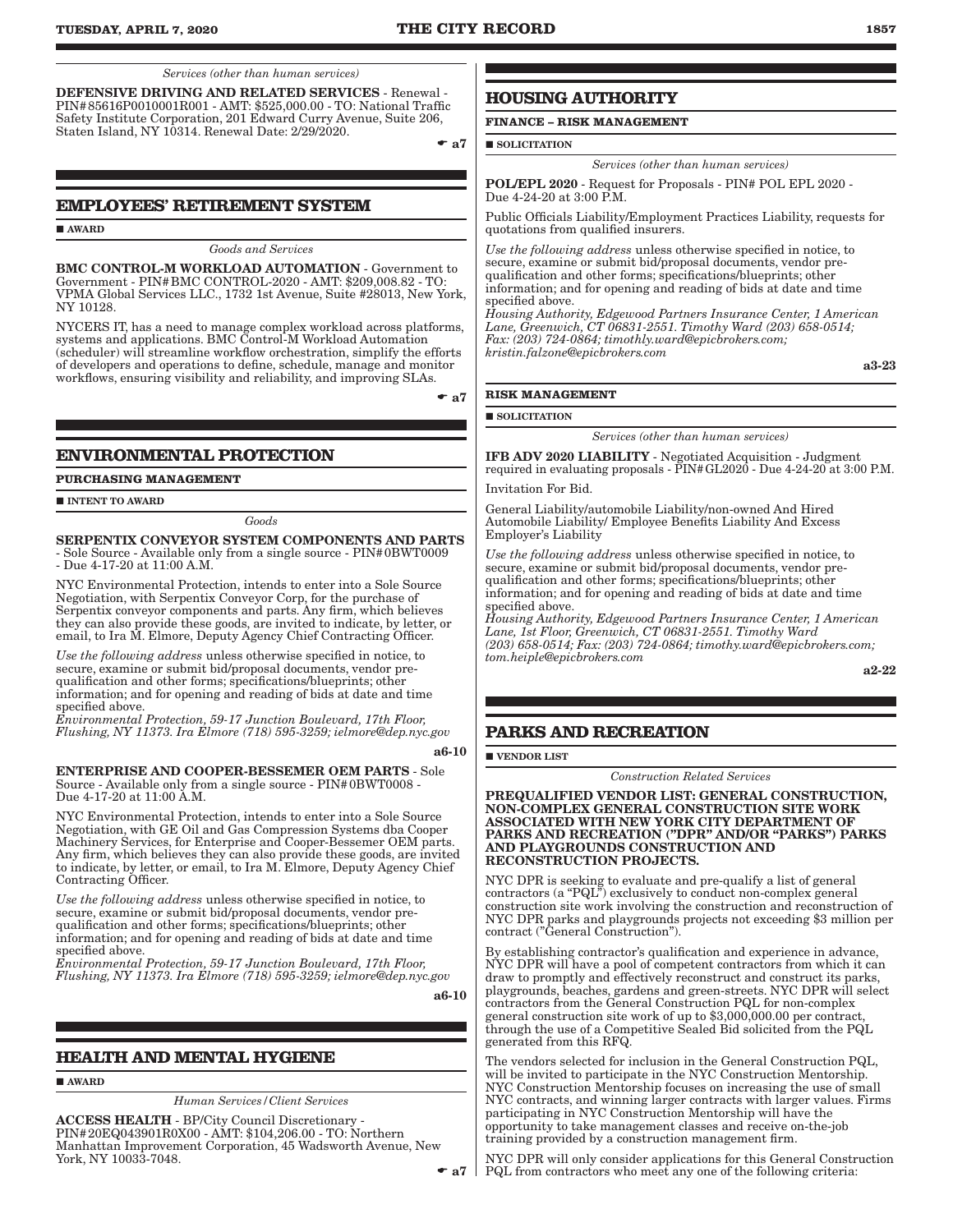*Services (other than human services)*

**DEFENSIVE DRIVING AND RELATED SERVICES** - Renewal - PIN#85616P0010001R001 - AMT: $525,000.00 - TO: National Traffic Safety Institute Corporation, 201 Edward Curry Avenue, Suite 206, Staten Island, NY 10314. Renewal Date: 2/29/2020.

☛ **a7**

## EMPLOYEES' RETIREMENT SYSTEM

■ **AWARD**

*Goods and Services*

**BMC CONTROL-M WORKLOAD AUTOMATION** - Government to Government - PIN#BMC CONTROL-2020 - AMT: $209,008.82 - TO: VPMA Global Services LLC., 1732 1st Avenue, Suite #28013, New York, NY 10128.

NYCERS IT, has a need to manage complex workload across platforms, systems and applications. BMC Control-M Workload Automation (scheduler) will streamline workflow orchestration, simplify the efforts of developers and operations to define, schedule, manage and monitor workflows, ensuring visibility and reliability, and improving SLAs.

☛ **a7**

## ENVIRONMENTAL PROTECTION

### PURCHASING MANAGEMENT

■ **INTENT TO AWARD**

*Goods*

**SERPENTIX CONVEYOR SYSTEM COMPONENTS AND PARTS** - Sole Source - Available only from a single source - PIN#0BWT0009 - Due 4-17-20 at 11:00 A.M.

NYC Environmental Protection, intends to enter into a Sole Source Negotiation, with Serpentix Conveyor Corp, for the purchase of Serpentix conveyor components and parts. Any firm, which believes they can also provide these goods, are invited to indicate, by letter, or email, to Ira M. Elmore, Deputy Agency Chief Contracting Officer.

*Use the following address* unless otherwise specified in notice, to secure, examine or submit bid/proposal documents, vendor pre-qualification and other forms; specifications/blueprints; other information; and for opening and reading of bids at date and time specified above.
*Environmental Protection, 59-17 Junction Boulevard, 17th Floor, Flushing, NY 11373. Ira Elmore (718) 595-3259; ielmore@dep.nyc.gov*

**a6-10**

**ENTERPRISE AND COOPER-BESSEMER OEM PARTS** - Sole Source - Available only from a single source - PIN#0BWT0008 - Due 4-17-20 at 11:00 A.M.

NYC Environmental Protection, intends to enter into a Sole Source Negotiation, with GE Oil and Gas Compression Systems dba Cooper Machinery Services, for Enterprise and Cooper-Bessemer OEM parts. Any firm, which believes they can also provide these goods, are invited to indicate, by letter, or email, to Ira M. Elmore, Deputy Agency Chief Contracting Officer.

*Use the following address* unless otherwise specified in notice, to secure, examine or submit bid/proposal documents, vendor pre-qualification and other forms; specifications/blueprints; other information; and for opening and reading of bids at date and time specified above.
*Environmental Protection, 59-17 Junction Boulevard, 17th Floor, Flushing, NY 11373. Ira Elmore (718) 595-3259; ielmore@dep.nyc.gov*

**a6-10**

## HEALTH AND MENTAL HYGIENE

■ **AWARD**

*Human Services/Client Services*

**ACCESS HEALTH** - BP/City Council Discretionary - PIN#20EQ043901R0X00 - AMT: $104,206.00 - TO: Northern Manhattan Improvement Corporation, 45 Wadsworth Avenue, New York, NY 10033-7048.

☛ **a7**

## HOUSING AUTHORITY

### FINANCE – RISK MANAGEMENT

■ **SOLICITATION**

*Services (other than human services)*

**POL/EPL 2020** - Request for Proposals - PIN# POL EPL 2020 - Due 4-24-20 at 3:00 P.M.

Public Officials Liability/Employment Practices Liability, requests for quotations from qualified insurers.

*Use the following address* unless otherwise specified in notice, to secure, examine or submit bid/proposal documents, vendor pre-qualification and other forms; specifications/blueprints; other information; and for opening and reading of bids at date and time specified above.
*Housing Authority, Edgewood Partners Insurance Center, 1 American Lane, Greenwich, CT 06831-2551. Timothy Ward (203) 658-0514; Fax: (203) 724-0864; timothly.ward@epicbrokers.com; kristin.falzone@epicbrokers.com*

**a3-23**

### RISK MANAGEMENT

■ **SOLICITATION**

*Services (other than human services)*

**IFB ADV 2020 LIABILITY** - Negotiated Acquisition - Judgment required in evaluating proposals - PIN#GL2020 - Due 4-24-20 at 3:00 P.M.

Invitation For Bid.

General Liability/automobile Liability/non-owned And Hired Automobile Liability/ Employee Benefits Liability And Excess Employer's Liability

*Use the following address* unless otherwise specified in notice, to secure, examine or submit bid/proposal documents, vendor pre-qualification and other forms; specifications/blueprints; other information; and for opening and reading of bids at date and time specified above.
*Housing Authority, Edgewood Partners Insurance Center, 1 American Lane, 1st Floor, Greenwich, CT 06831-2551. Timothy Ward (203) 658-0514; Fax: (203) 724-0864; timothy.ward@epicbrokers.com; tom.heiple@epicbrokers.com*

**a2-22**

## PARKS AND RECREATION

■ **VENDOR LIST**

*Construction Related Services*

**PREQUALIFIED VENDOR LIST: GENERAL CONSTRUCTION, NON-COMPLEX GENERAL CONSTRUCTION SITE WORK ASSOCIATED WITH NEW YORK CITY DEPARTMENT OF PARKS AND RECREATION ("DPR" AND/OR "PARKS") PARKS AND PLAYGROUNDS CONSTRUCTION AND RECONSTRUCTION PROJECTS.**

NYC DPR is seeking to evaluate and pre-qualify a list of general contractors (a "PQL") exclusively to conduct non-complex general construction site work involving the construction and reconstruction of NYC DPR parks and playgrounds projects not exceeding $3 million per contract ("General Construction").

By establishing contractor's qualification and experience in advance, NYC DPR will have a pool of competent contractors from which it can draw to promptly and effectively reconstruct and construct its parks, playgrounds, beaches, gardens and green-streets. NYC DPR will select contractors from the General Construction PQL for non-complex general construction site work of up to $3,000,000.00 per contract, through the use of a Competitive Sealed Bid solicited from the PQL generated from this RFQ.

The vendors selected for inclusion in the General Construction PQL, will be invited to participate in the NYC Construction Mentorship. NYC Construction Mentorship focuses on increasing the use of small NYC contracts, and winning larger contracts with larger values. Firms participating in NYC Construction Mentorship will have the opportunity to take management classes and receive on-the-job training provided by a construction management firm.

NYC DPR will only consider applications for this General Construction PQL from contractors who meet any one of the following criteria: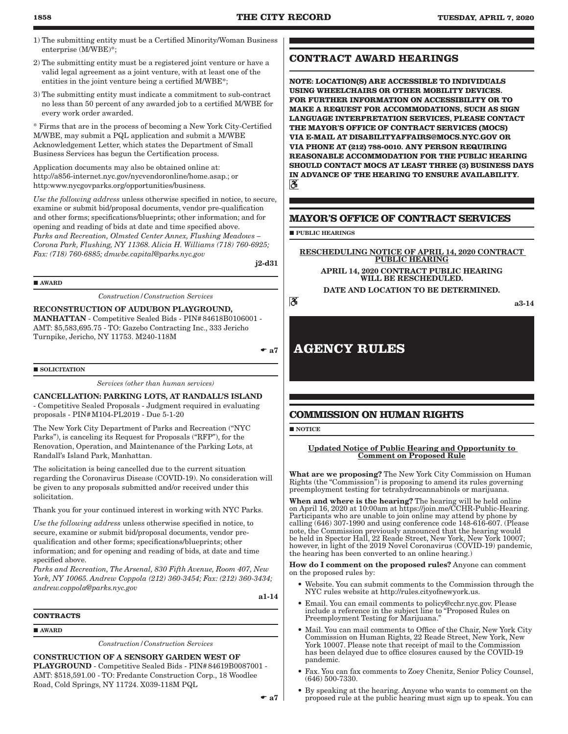1) The submitting entity must be a Certified Minority/Woman Business enterprise (M/WBE)*;

2) The submitting entity must be a registered joint venture or have a valid legal agreement as a joint venture, with at least one of the entities in the joint venture being a certified M/WBE*;

3) The submitting entity must indicate a commitment to sub-contract no less than 50 percent of any awarded job to a certified M/WBE for every work order awarded.

* Firms that are in the process of becoming a New York City-Certified M/WBE, may submit a PQL application and submit a M/WBE Acknowledgement Letter, which states the Department of Small Business Services has begun the Certification process.

Application documents may also be obtained online at: http://a856-internet.nyc.gov/nycvendoronline/home.asap.; or http:www.nycgovparks.org/opportunities/business.

*Use the following address* unless otherwise specified in notice, to secure, examine or submit bid/proposal documents, vendor pre-qualification and other forms; specifications/blueprints; other information; and for opening and reading of bids at date and time specified above.
*Parks and Recreation, Olmsted Center Annex, Flushing Meadows – Corona Park, Flushing, NY 11368. Alicia H. Williams (718) 760-6925; Fax: (718) 760-6885; dmwbe.capital@parks.nyc.gov*

**j2-d31**

■ **AWARD**

*Construction/Construction Services*

**RECONSTRUCTION OF AUDUBON PLAYGROUND, MANHATTAN** - Competitive Sealed Bids - PIN#84618B0106001 - AMT: $5,583,695.75 - TO: Gazebo Contracting Inc., 333 Jericho Turnpike, Jericho, NY 11753. M240-118M

☛ **a7**

■ **SOLICITATION**

*Services (other than human services)*

**CANCELLATION: PARKING LOTS, AT RANDALL'S ISLAND** - Competitive Sealed Proposals - Judgment required in evaluating proposals - PIN#M104-PL2019 - Due 5-1-20

The New York City Department of Parks and Recreation ("NYC Parks"), is canceling its Request for Proposals ("RFP"), for the Renovation, Operation, and Maintenance of the Parking Lots, at Randall's Island Park, Manhattan.

The solicitation is being cancelled due to the current situation regarding the Coronavirus Disease (COVID-19). No consideration will be given to any proposals submitted and/or received under this solicitation.

Thank you for your continued interest in working with NYC Parks.

*Use the following address* unless otherwise specified in notice, to secure, examine or submit bid/proposal documents, vendor pre-qualification and other forms; specifications/blueprints; other information; and for opening and reading of bids, at date and time specified above.
*Parks and Recreation, The Arsenal, 830 Fifth Avenue, Room 407, New York, NY 10065. Andrew Coppola (212) 360-3454; Fax: (212) 360-3434; andrew.coppola@parks.nyc.gov*

**a1-14**

**CONTRACTS**

■ **AWARD**

*Construction/Construction Services*

**CONSTRUCTION OF A SENSORY GARDEN WEST OF PLAYGROUND** - Competitive Sealed Bids - PIN#84619B0087001 - AMT: $518,591.00 - TO: Fredante Construction Corp., 18 Woodlee Road, Cold Springs, NY 11724. X039-118M PQL

☛ **a7**

## CONTRACT AWARD HEARINGS

**NOTE: LOCATION(S) ARE ACCESSIBLE TO INDIVIDUALS USING WHEELCHAIRS OR OTHER MOBILITY DEVICES. FOR FURTHER INFORMATION ON ACCESSIBILITY OR TO MAKE A REQUEST FOR ACCOMMODATIONS, SUCH AS SIGN LANGUAGE INTERPRETATION SERVICES, PLEASE CONTACT THE MAYOR'S OFFICE OF CONTRACT SERVICES (MOCS) VIA E-MAIL AT DISABILITYAFFAIRS@MOCS.NYC.GOV OR VIA PHONE AT (212) 788-0010. ANY PERSON REQUIRING REASONABLE ACCOMMODATION FOR THE PUBLIC HEARING SHOULD CONTACT MOCS AT LEAST THREE (3) BUSINESS DAYS IN ADVANCE OF THE HEARING TO ENSURE AVAILABILITY.**

## MAYOR'S OFFICE OF CONTRACT SERVICES

■ **PUBLIC HEARINGS**

**RESCHEDULING NOTICE OF APRIL 14, 2020 CONTRACT PUBLIC HEARING**

**APRIL 14, 2020 CONTRACT PUBLIC HEARING WILL BE RESCHEDULED.**

**DATE AND LOCATION TO BE DETERMINED.**

**a3-14**

# AGENCY RULES

## COMMISSION ON HUMAN RIGHTS

■ **NOTICE**

**Updated Notice of Public Hearing and Opportunity to Comment on Proposed Rule**

**What are we proposing?** The New York City Commission on Human Rights (the "Commission") is proposing to amend its rules governing preemployment testing for tetrahydrocannabinols or marijuana.

**When and where is the hearing?** The hearing will be held online on April 16, 2020 at 10:00am at https://join.me/CCHR-Public-Hearing. Participants who are unable to join online may attend by phone by calling (646) 307-1990 and using conference code 148-616-607. (Please note, the Commission previously announced that the hearing would be held in Spector Hall, 22 Reade Street, New York, New York 10007; however, in light of the 2019 Novel Coronavirus (COVID-19) pandemic, the hearing has been converted to an online hearing.)

**How do I comment on the proposed rules?** Anyone can comment on the proposed rules by:

- Website. You can submit comments to the Commission through the NYC rules website at http://rules.cityofnewyork.us.
- Email. You can email comments to policy@cchr.nyc.gov. Please include a reference in the subject line to "Proposed Rules on Preemployment Testing for Marijuana."
- Mail. You can mail comments to Office of the Chair, New York City Commission on Human Rights, 22 Reade Street, New York, New York 10007. Please note that receipt of mail to the Commission has been delayed due to office closures caused by the COVID-19 pandemic.
- Fax. You can fax comments to Zoey Chenitz, Senior Policy Counsel, (646) 500-7330.
- By speaking at the hearing. Anyone who wants to comment on the proposed rule at the public hearing must sign up to speak. You can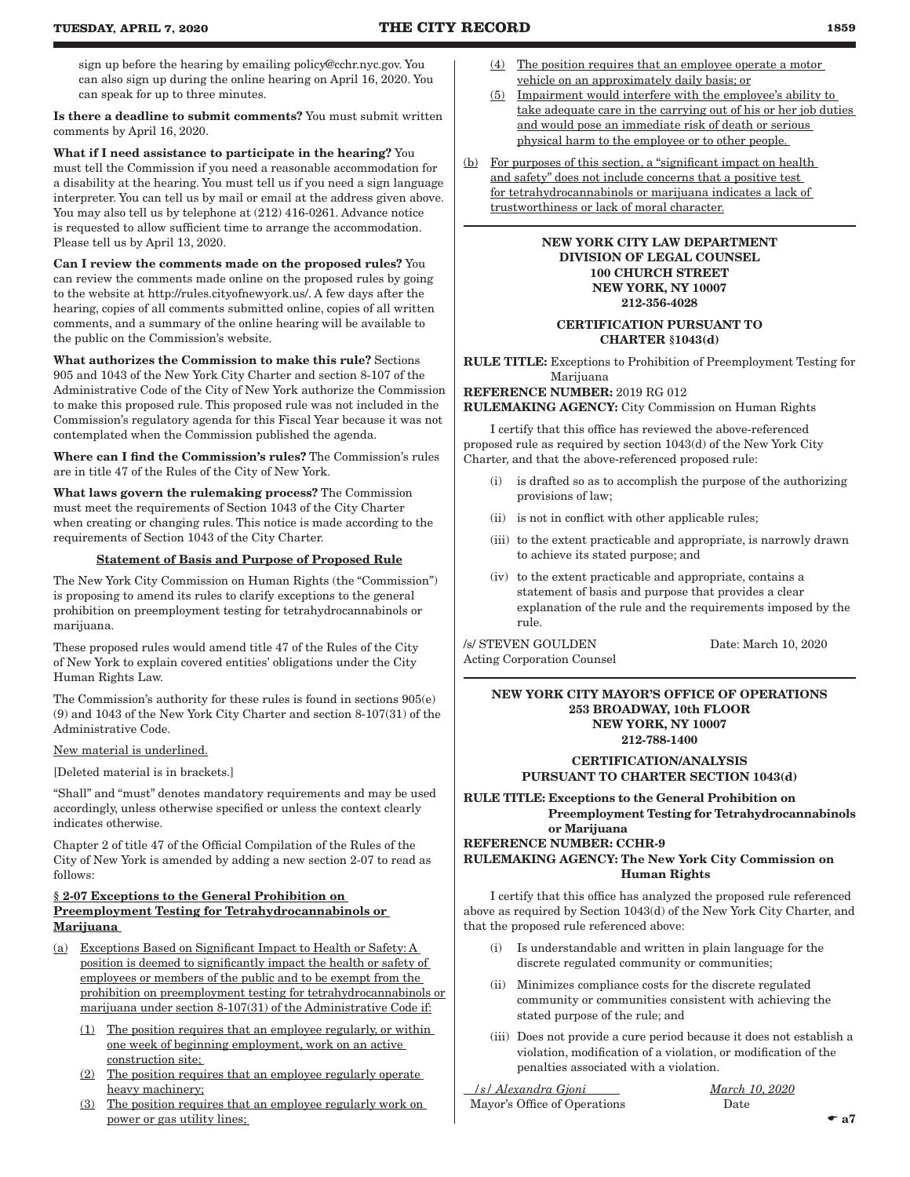sign up before the hearing by emailing policy@cchr.nyc.gov. You can also sign up during the online hearing on April 16, 2020. You can speak for up to three minutes.

**Is there a deadline to submit comments?** You must submit written comments by April 16, 2020.

**What if I need assistance to participate in the hearing?** You must tell the Commission if you need a reasonable accommodation for a disability at the hearing. You must tell us if you need a sign language interpreter. You can tell us by mail or email at the address given above. You may also tell us by telephone at (212) 416-0261. Advance notice is requested to allow sufficient time to arrange the accommodation. Please tell us by April 13, 2020.

**Can I review the comments made on the proposed rules?** You can review the comments made online on the proposed rules by going to the website at http://rules.cityofnewyork.us/. A few days after the hearing, copies of all comments submitted online, copies of all written comments, and a summary of the online hearing will be available to the public on the Commission's website.

**What authorizes the Commission to make this rule?** Sections 905 and 1043 of the New York City Charter and section 8-107 of the Administrative Code of the City of New York authorize the Commission to make this proposed rule. This proposed rule was not included in the Commission's regulatory agenda for this Fiscal Year because it was not contemplated when the Commission published the agenda.

**Where can I find the Commission's rules?** The Commission's rules are in title 47 of the Rules of the City of New York.

**What laws govern the rulemaking process?** The Commission must meet the requirements of Section 1043 of the City Charter when creating or changing rules. This notice is made according to the requirements of Section 1043 of the City Charter.

**Statement of Basis and Purpose of Proposed Rule**

The New York City Commission on Human Rights (the "Commission") is proposing to amend its rules to clarify exceptions to the general prohibition on preemployment testing for tetrahydrocannabinols or marijuana.

These proposed rules would amend title 47 of the Rules of the City of New York to explain covered entities' obligations under the City Human Rights Law.

The Commission's authority for these rules is found in sections 905(e)(9) and 1043 of the New York City Charter and section 8-107(31) of the Administrative Code.

New material is underlined.

[Deleted material is in brackets.]

"Shall" and "must" denotes mandatory requirements and may be used accordingly, unless otherwise specified or unless the context clearly indicates otherwise.

Chapter 2 of title 47 of the Official Compilation of the Rules of the City of New York is amended by adding a new section 2-07 to read as follows:

**§ 2-07 Exceptions to the General Prohibition on Preemployment Testing for Tetrahydrocannabinols or Marijuana**

(a) Exceptions Based on Significant Impact to Health or Safety: A position is deemed to significantly impact the health or safety of employees or members of the public and to be exempt from the prohibition on preemployment testing for tetrahydrocannabinols or marijuana under section 8-107(31) of the Administrative Code if:

(1) The position requires that an employee regularly, or within one week of beginning employment, work on an active construction site;

(2) The position requires that an employee regularly operate heavy machinery;

(3) The position requires that an employee regularly work on power or gas utility lines;

(4) The position requires that an employee operate a motor vehicle on an approximately daily basis; or

(5) Impairment would interfere with the employee's ability to take adequate care in the carrying out of his or her job duties and would pose an immediate risk of death or serious physical harm to the employee or to other people.

(b) For purposes of this section, a "significant impact on health and safety" does not include concerns that a positive test for tetrahydrocannabinols or marijuana indicates a lack of trustworthiness or lack of moral character.

---

**NEW YORK CITY LAW DEPARTMENT**
**DIVISION OF LEGAL COUNSEL**
**100 CHURCH STREET**
**NEW YORK, NY 10007**
**212-356-4028**

**CERTIFICATION PURSUANT TO CHARTER §1043(d)**

**RULE TITLE:** Exceptions to Prohibition of Preemployment Testing for Marijuana
**REFERENCE NUMBER:** 2019 RG 012
**RULEMAKING AGENCY:** City Commission on Human Rights

I certify that this office has reviewed the above-referenced proposed rule as required by section 1043(d) of the New York City Charter, and that the above-referenced proposed rule:

(i) is drafted so as to accomplish the purpose of the authorizing provisions of law;

(ii) is not in conflict with other applicable rules;

(iii) to the extent practicable and appropriate, is narrowly drawn to achieve its stated purpose; and

(iv) to the extent practicable and appropriate, contains a statement of basis and purpose that provides a clear explanation of the rule and the requirements imposed by the rule.

/s/ STEVEN GOULDEN
Acting Corporation Counsel

Date: March 10, 2020

---

**NEW YORK CITY MAYOR'S OFFICE OF OPERATIONS**
**253 BROADWAY, 10th FLOOR**
**NEW YORK, NY 10007**
**212-788-1400**

**CERTIFICATION/ANALYSIS PURSUANT TO CHARTER SECTION 1043(d)**

**RULE TITLE: Exceptions to the General Prohibition on Preemployment Testing for Tetrahydrocannabinols or Marijuana**
**REFERENCE NUMBER: CCHR-9**
**RULEMAKING AGENCY: The New York City Commission on Human Rights**

I certify that this office has analyzed the proposed rule referenced above as required by Section 1043(d) of the New York City Charter, and that the proposed rule referenced above:

(i) Is understandable and written in plain language for the discrete regulated community or communities;

(ii) Minimizes compliance costs for the discrete regulated community or communities consistent with achieving the stated purpose of the rule; and

(iii) Does not provide a cure period because it does not establish a violation, modification of a violation, or modification of the penalties associated with a violation.

*/s/ Alexandra Gjoni*
Mayor's Office of Operations

*March 10, 2020*
Date

☛ a7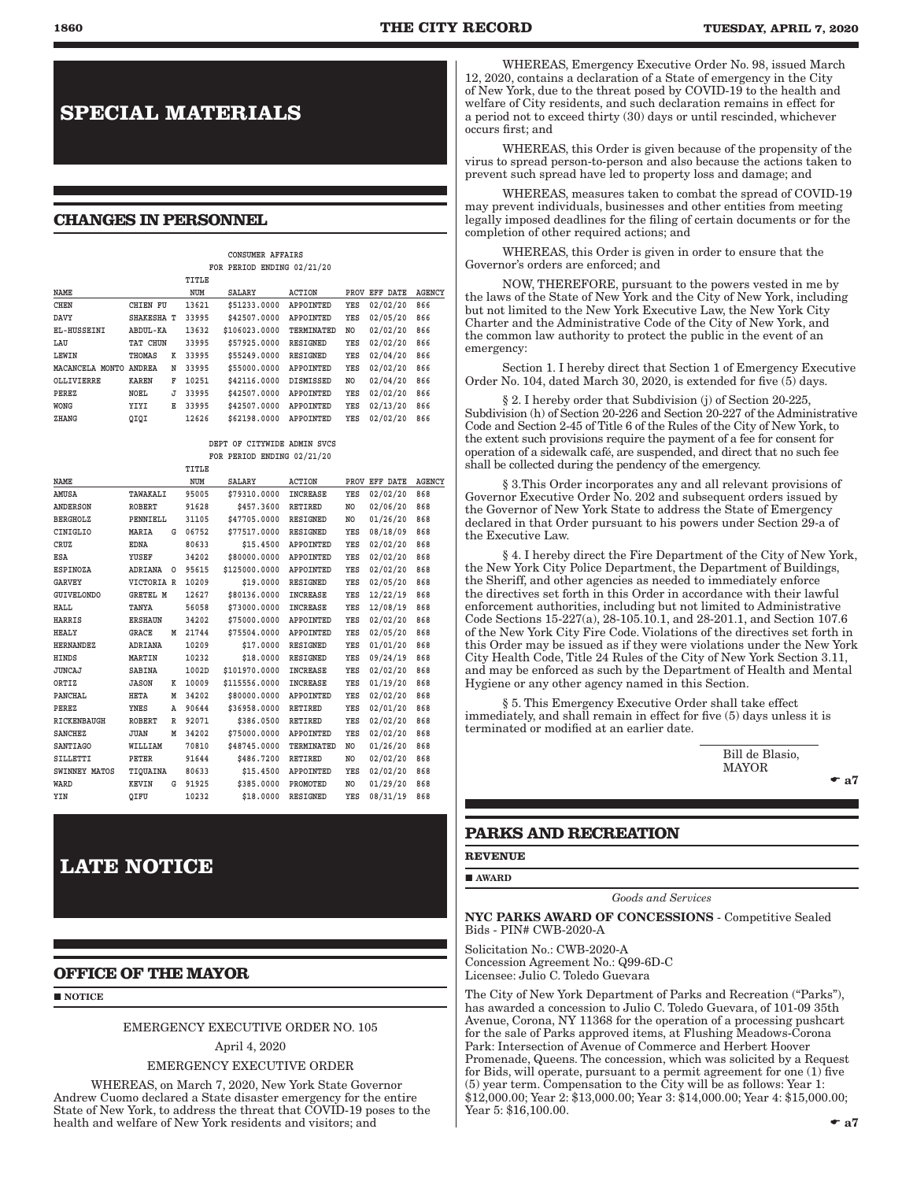# SPECIAL MATERIALS

## CHANGES IN PERSONNEL

CONSUMER AFFAIRS
FOR PERIOD ENDING 02/21/20

| NAME | | | TITLE NUM | SALARY | ACTION | PROV | EFF DATE | AGENCY |
|---|---|---|---|---|---|---|---|---|
| CHEN | CHIEN FU | | 13621 | $51233.0000 | APPOINTED | YES | 02/02/20 | 866 |
| DAVY | SHAKESHA | T | 33995 | $42507.0000 | APPOINTED | YES | 02/05/20 | 866 |
| EL-HUSSEINI | ABDUL-KA | | 13632 | $106023.0000 | TERMINATED | NO | 02/02/20 | 866 |
| LAU | TAT CHUN | | 33995 | $57925.0000 | RESIGNED | YES | 02/02/20 | 866 |
| LEWIN | THOMAS | K | 33995 | $55249.0000 | RESIGNED | YES | 02/04/20 | 866 |
| MACANCELA MONTO | ANDREA | N | 33995 | $55000.0000 | APPOINTED | YES | 02/02/20 | 866 |
| OLLIVIERRE | KAREN | F | 10251 | $42116.0000 | DISMISSED | NO | 02/04/20 | 866 |
| PEREZ | NOEL | J | 33995 | $42507.0000 | APPOINTED | YES | 02/02/20 | 866 |
| WONG | YIYI | E | 33995 | $42507.0000 | APPOINTED | YES | 02/13/20 | 866 |
| ZHANG | QIQI | | 12626 | $62198.0000 | APPOINTED | YES | 02/02/20 | 866 |

DEPT OF CITYWIDE ADMIN SVCS
FOR PERIOD ENDING 02/21/20

| NAME | | | TITLE NUM | SALARY | ACTION | PROV | EFF DATE | AGENCY |
|---|---|---|---|---|---|---|---|---|
| AMUSA | TAWAKALI | | 95005 | $79310.0000 | INCREASE | YES | 02/02/20 | 868 |
| ANDERSON | ROBERT | | 91628 | $457.3600 | RETIRED | NO | 02/06/20 | 868 |
| BERGHOLZ | PENNIELL | | 31105 | $47705.0000 | RESIGNED | NO | 01/26/20 | 868 |
| CINIGLIO | MARIA | G | 06752 | $77517.0000 | RESIGNED | YES | 08/18/09 | 868 |
| CRUZ | EDNA | | 80633 | $15.4500 | APPOINTED | YES | 02/02/20 | 868 |
| ESA | YUSEF | | 34202 | $80000.0000 | APPOINTED | YES | 02/02/20 | 868 |
| ESPINOZA | ADRIANA | O | 95615 | $125000.0000 | APPOINTED | YES | 02/02/20 | 868 |
| GARVEY | VICTORIA | R | 10209 | $19.0000 | RESIGNED | YES | 02/05/20 | 868 |
| GUIVELONDO | GRETEL M | | 12627 | $80136.0000 | INCREASE | YES | 12/22/19 | 868 |
| HALL | TANYA | | 56058 | $73000.0000 | INCREASE | YES | 12/08/19 | 868 |
| HARRIS | ERSHAUN | | 34202 | $75000.0000 | APPOINTED | YES | 02/02/20 | 868 |
| HEALY | GRACE | M | 21744 | $75504.0000 | APPOINTED | YES | 02/05/20 | 868 |
| HERNANDEZ | ADRIANA | | 10209 | $17.0000 | RESIGNED | YES | 01/01/20 | 868 |
| HINDS | MARTIN | | 10232 | $18.0000 | RESIGNED | YES | 09/24/19 | 868 |
| JUNCAJ | SABINA | | 1002D | $101970.0000 | INCREASE | YES | 02/02/20 | 868 |
| ORTIZ | JASON | K | 10009 | $115556.0000 | INCREASE | YES | 01/19/20 | 868 |
| PANCHAL | HETA | M | 34202 | $80000.0000 | APPOINTED | YES | 02/02/20 | 868 |
| PEREZ | YNES | A | 90644 | $36958.0000 | RETIRED | YES | 02/01/20 | 868 |
| RICKENBAUGH | ROBERT | R | 92071 | $386.0500 | RETIRED | YES | 02/02/20 | 868 |
| SANCHEZ | JUAN | M | 34202 | $75000.0000 | APPOINTED | YES | 02/02/20 | 868 |
| SANTIAGO | WILLIAM | | 70810 | $48745.0000 | TERMINATED | NO | 01/26/20 | 868 |
| SILLETTI | PETER | | 91644 | $486.7200 | RETIRED | NO | 02/02/20 | 868 |
| SWINNEY MATOS | TIQUAINA | | 80633 | $15.4500 | APPOINTED | YES | 02/02/20 | 868 |
| WARD | KEVIN | G | 91925 | $385.0000 | PROMOTED | NO | 01/29/20 | 868 |
| YIN | QIFU | | 10232 | $18.0000 | RESIGNED | YES | 08/31/19 | 868 |

# LATE NOTICE

## OFFICE OF THE MAYOR

■ **NOTICE**

EMERGENCY EXECUTIVE ORDER NO. 105

April 4, 2020

EMERGENCY EXECUTIVE ORDER

WHEREAS, on March 7, 2020, New York State Governor Andrew Cuomo declared a State disaster emergency for the entire State of New York, to address the threat that COVID-19 poses to the health and welfare of New York residents and visitors; and

WHEREAS, Emergency Executive Order No. 98, issued March 12, 2020, contains a declaration of a State of emergency in the City of New York, due to the threat posed by COVID-19 to the health and welfare of City residents, and such declaration remains in effect for a period not to exceed thirty (30) days or until rescinded, whichever occurs first; and

WHEREAS, this Order is given because of the propensity of the virus to spread person-to-person and also because the actions taken to prevent such spread have led to property loss and damage; and

WHEREAS, measures taken to combat the spread of COVID-19 may prevent individuals, businesses and other entities from meeting legally imposed deadlines for the filing of certain documents or for the completion of other required actions; and

WHEREAS, this Order is given in order to ensure that the Governor's orders are enforced; and

NOW, THEREFORE, pursuant to the powers vested in me by the laws of the State of New York and the City of New York, including but not limited to the New York Executive Law, the New York City Charter and the Administrative Code of the City of New York, and the common law authority to protect the public in the event of an emergency:

Section 1. I hereby direct that Section 1 of Emergency Executive Order No. 104, dated March 30, 2020, is extended for five (5) days.

§ 2. I hereby order that Subdivision (j) of Section 20-225, Subdivision (h) of Section 20-226 and Section 20-227 of the Administrative Code and Section 2-45 of Title 6 of the Rules of the City of New York, to the extent such provisions require the payment of a fee for consent for operation of a sidewalk café, are suspended, and direct that no such fee shall be collected during the pendency of the emergency.

§ 3.This Order incorporates any and all relevant provisions of Governor Executive Order No. 202 and subsequent orders issued by the Governor of New York State to address the State of Emergency declared in that Order pursuant to his powers under Section 29-a of the Executive Law.

§ 4. I hereby direct the Fire Department of the City of New York, the New York City Police Department, the Department of Buildings, the Sheriff, and other agencies as needed to immediately enforce the directives set forth in this Order in accordance with their lawful enforcement authorities, including but not limited to Administrative Code Sections 15-227(a), 28-105.10.1, and 28-201.1, and Section 107.6 of the New York City Fire Code. Violations of the directives set forth in this Order may be issued as if they were violations under the New York City Health Code, Title 24 Rules of the City of New York Section 3.11, and may be enforced as such by the Department of Health and Mental Hygiene or any other agency named in this Section.

§ 5. This Emergency Executive Order shall take effect immediately, and shall remain in effect for five (5) days unless it is terminated or modified at an earlier date.

Bill de Blasio,
MAYOR

☛ **a7**

## PARKS AND RECREATION

**REVENUE**

■ **AWARD**

*Goods and Services*

**NYC PARKS AWARD OF CONCESSIONS** - Competitive Sealed Bids - PIN# CWB-2020-A

Solicitation No.: CWB-2020-A
Concession Agreement No.: Q99-6D-C
Licensee: Julio C. Toledo Guevara

The City of New York Department of Parks and Recreation ("Parks"), has awarded a concession to Julio C. Toledo Guevara, of 101-09 35th Avenue, Corona, NY 11368 for the operation of a processing pushcart for the sale of Parks approved items, at Flushing Meadows-Corona Park: Intersection of Avenue of Commerce and Herbert Hoover Promenade, Queens. The concession, which was solicited by a Request for Bids, will operate, pursuant to a permit agreement for one (1) five (5) year term. Compensation to the City will be as follows: Year 1: $12,000.00; Year 2: $13,000.00; Year 3: $14,000.00; Year 4: $15,000.00; Year 5: $16,100.00.

☛ **a7**